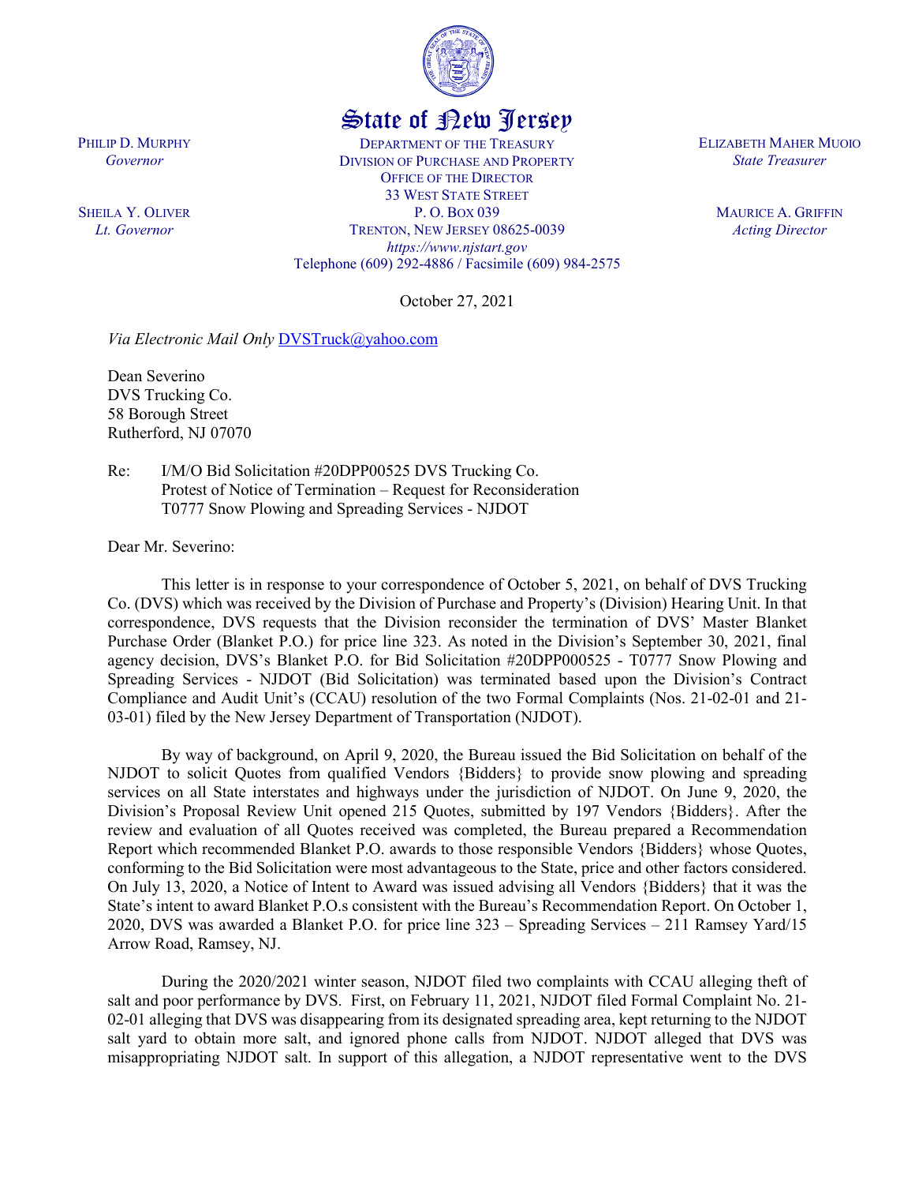# State of New Jersey

PHILIP D. MURPHY
*Governor*

SHEILA Y. OLIVER
*Lt. Governor*

DEPARTMENT OF THE TREASURY
DIVISION OF PURCHASE AND PROPERTY
OFFICE OF THE DIRECTOR
33 WEST STATE STREET
P. O. BOX 039
TRENTON, NEW JERSEY 08625-0039
*https://www.njstart.gov*
Telephone (609) 292-4886 / Facsimile (609) 984-2575

ELIZABETH MAHER MUOIO
*State Treasurer*

MAURICE A. GRIFFIN
*Acting Director*

October 27, 2021

*Via Electronic Mail Only* DVSTruck@yahoo.com

Dean Severino
DVS Trucking Co.
58 Borough Street
Rutherford, NJ 07070

Re: I/M/O Bid Solicitation #20DPP00525 DVS Trucking Co.
Protest of Notice of Termination – Request for Reconsideration
T0777 Snow Plowing and Spreading Services - NJDOT

Dear Mr. Severino:

This letter is in response to your correspondence of October 5, 2021, on behalf of DVS Trucking Co. (DVS) which was received by the Division of Purchase and Property's (Division) Hearing Unit. In that correspondence, DVS requests that the Division reconsider the termination of DVS' Master Blanket Purchase Order (Blanket P.O.) for price line 323. As noted in the Division's September 30, 2021, final agency decision, DVS's Blanket P.O. for Bid Solicitation #20DPP000525 - T0777 Snow Plowing and Spreading Services - NJDOT (Bid Solicitation) was terminated based upon the Division's Contract Compliance and Audit Unit's (CCAU) resolution of the two Formal Complaints (Nos. 21-02-01 and 21-03-01) filed by the New Jersey Department of Transportation (NJDOT).

By way of background, on April 9, 2020, the Bureau issued the Bid Solicitation on behalf of the NJDOT to solicit Quotes from qualified Vendors {Bidders} to provide snow plowing and spreading services on all State interstates and highways under the jurisdiction of NJDOT. On June 9, 2020, the Division's Proposal Review Unit opened 215 Quotes, submitted by 197 Vendors {Bidders}. After the review and evaluation of all Quotes received was completed, the Bureau prepared a Recommendation Report which recommended Blanket P.O. awards to those responsible Vendors {Bidders} whose Quotes, conforming to the Bid Solicitation were most advantageous to the State, price and other factors considered. On July 13, 2020, a Notice of Intent to Award was issued advising all Vendors {Bidders} that it was the State's intent to award Blanket P.O.s consistent with the Bureau's Recommendation Report. On October 1, 2020, DVS was awarded a Blanket P.O. for price line 323 – Spreading Services – 211 Ramsey Yard/15 Arrow Road, Ramsey, NJ.

During the 2020/2021 winter season, NJDOT filed two complaints with CCAU alleging theft of salt and poor performance by DVS. First, on February 11, 2021, NJDOT filed Formal Complaint No. 21-02-01 alleging that DVS was disappearing from his designated spreading area, kept returning to the NJDOT salt yard to obtain more salt, and ignored phone calls from NJDOT. NJDOT alleged that DVS was misappropriating NJDOT salt. In support of this allegation, a NJDOT representative went to the DVS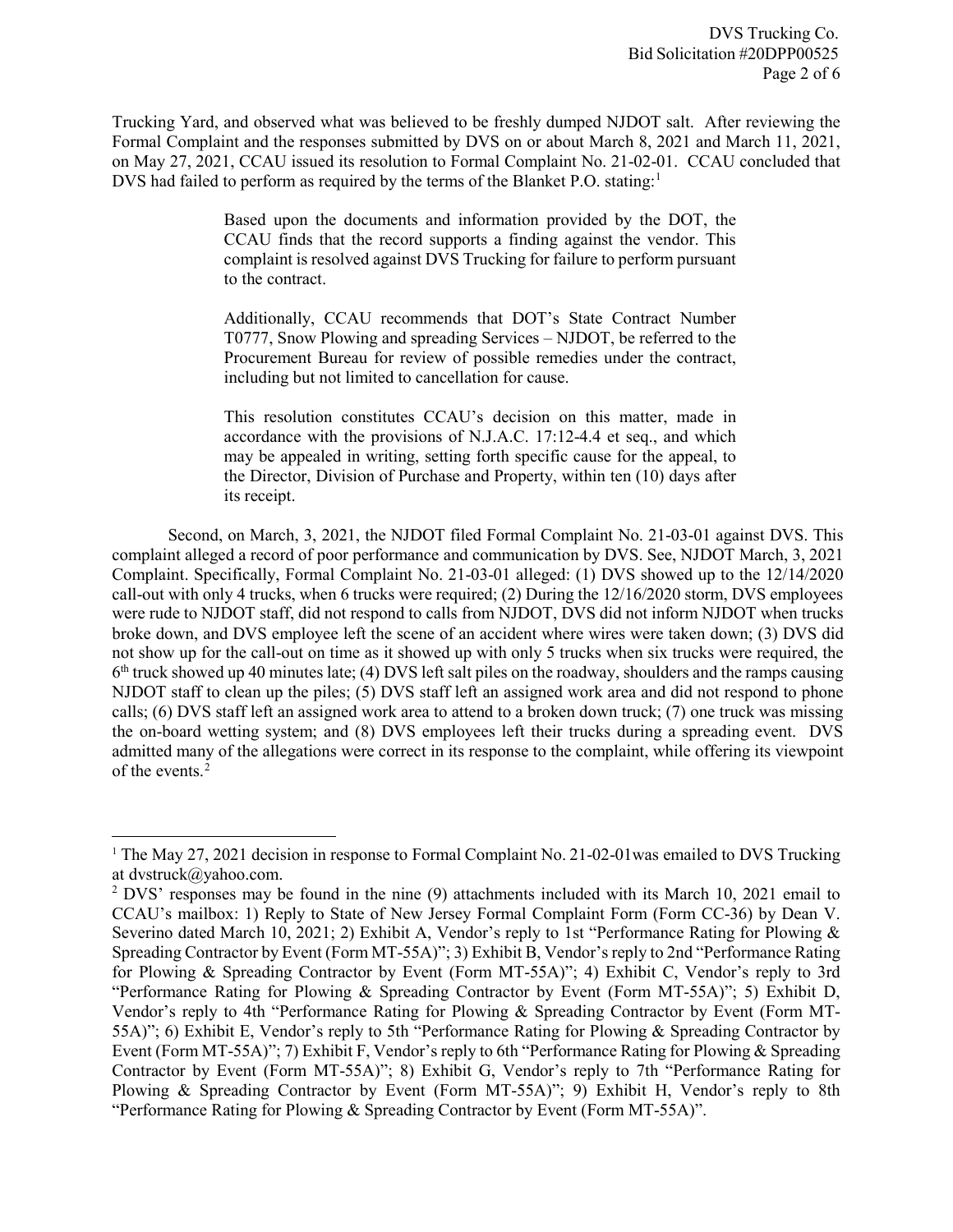Trucking Yard, and observed what was believed to be freshly dumped NJDOT salt. After reviewing the Formal Complaint and the responses submitted by DVS on or about March 8, 2021 and March 11, 2021, on May 27, 2021, CCAU issued its resolution to Formal Complaint No. 21-02-01. CCAU concluded that DVS had failed to perform as required by the terms of the Blanket P.O. stating:[1]

> Based upon the documents and information provided by the DOT, the CCAU finds that the record supports a finding against the vendor. This complaint is resolved against DVS Trucking for failure to perform pursuant to the contract.
>
> Additionally, CCAU recommends that DOT's State Contract Number T0777, Snow Plowing and spreading Services – NJDOT, be referred to the Procurement Bureau for review of possible remedies under the contract, including but not limited to cancellation for cause.
>
> This resolution constitutes CCAU's decision on this matter, made in accordance with the provisions of N.J.A.C. 17:12-4.4 et seq., and which may be appealed in writing, setting forth specific cause for the appeal, to the Director, Division of Purchase and Property, within ten (10) days after its receipt.

Second, on March, 3, 2021, the NJDOT filed Formal Complaint No. 21-03-01 against DVS. This complaint alleged a record of poor performance and communication by DVS. See, NJDOT March, 3, 2021 Complaint. Specifically, Formal Complaint No. 21-03-01 alleged: (1) DVS showed up to the 12/14/2020 call-out with only 4 trucks, when 6 trucks were required; (2) During the 12/16/2020 storm, DVS employees were rude to NJDOT staff, did not respond to calls from NJDOT, DVS did not inform NJDOT when trucks broke down, and DVS employee left the scene of an accident where wires were taken down; (3) DVS did not show up for the call-out on time as it showed up with only 5 trucks when six trucks were required, the 6th truck showed up 40 minutes late; (4) DVS left salt piles on the roadway, shoulders and the ramps causing NJDOT staff to clean up the piles; (5) DVS staff left an assigned work area and did not respond to phone calls; (6) DVS staff left an assigned work area to attend to a broken down truck; (7) one truck was missing the on-board wetting system; and (8) DVS employees left their trucks during a spreading event. DVS admitted many of the allegations were correct in its response to the complaint, while offering its viewpoint of the events.[2]

---

[1] The May 27, 2021 decision in response to Formal Complaint No. 21-02-01was emailed to DVS Trucking at dvstruck@yahoo.com.

[2] DVS' responses may be found in the nine (9) attachments included with its March 10, 2021 email to CCAU's mailbox: 1) Reply to State of New Jersey Formal Complaint Form (Form CC-36) by Dean V. Severino dated March 10, 2021; 2) Exhibit A, Vendor's reply to 1st "Performance Rating for Plowing & Spreading Contractor by Event (Form MT-55A)"; 3) Exhibit B, Vendor's reply to 2nd "Performance Rating for Plowing & Spreading Contractor by Event (Form MT-55A)"; 4) Exhibit C, Vendor's reply to 3rd "Performance Rating for Plowing & Spreading Contractor by Event (Form MT-55A)"; 5) Exhibit D, Vendor's reply to 4th "Performance Rating for Plowing & Spreading Contractor by Event (Form MT-55A)"; 6) Exhibit E, Vendor's reply to 5th "Performance Rating for Plowing & Spreading Contractor by Event (Form MT-55A)"; 7) Exhibit F, Vendor's reply to 6th "Performance Rating for Plowing & Spreading Contractor by Event (Form MT-55A)"; 8) Exhibit G, Vendor's reply to 7th "Performance Rating for Plowing & Spreading Contractor by Event (Form MT-55A)"; 9) Exhibit H, Vendor's reply to 8th "Performance Rating for Plowing & Spreading Contractor by Event (Form MT-55A)".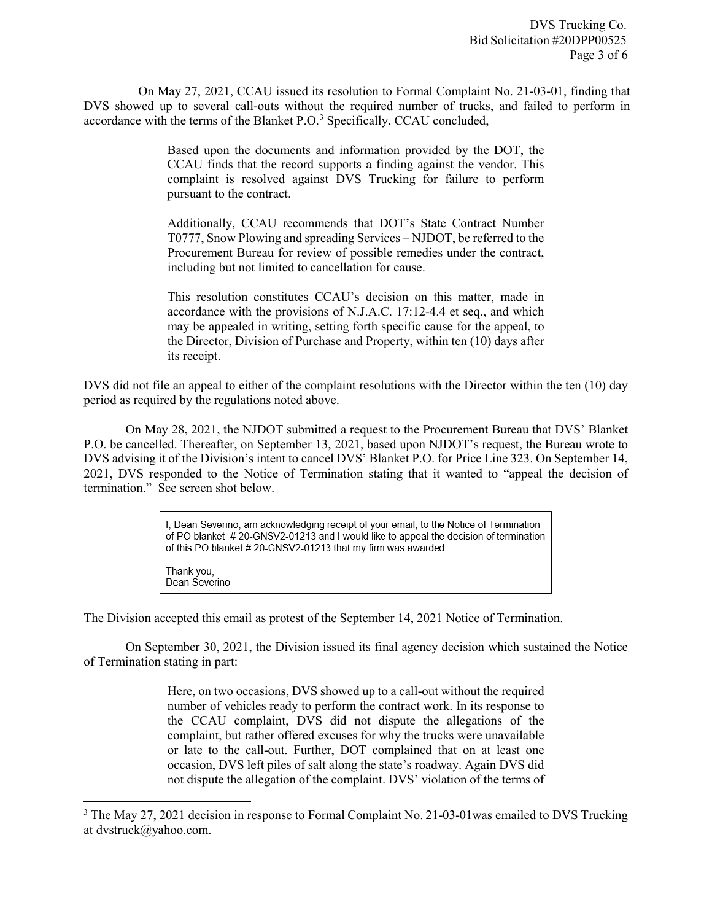On May 27, 2021, CCAU issued its resolution to Formal Complaint No. 21-03-01, finding that DVS showed up to several call-outs without the required number of trucks, and failed to perform in accordance with the terms of the Blanket P.O.[3] Specifically, CCAU concluded,

> Based upon the documents and information provided by the DOT, the CCAU finds that the record supports a finding against the vendor. This complaint is resolved against DVS Trucking for failure to perform pursuant to the contract.
>
> Additionally, CCAU recommends that DOT's State Contract Number T0777, Snow Plowing and spreading Services – NJDOT, be referred to the Procurement Bureau for review of possible remedies under the contract, including but not limited to cancellation for cause.
>
> This resolution constitutes CCAU's decision on this matter, made in accordance with the provisions of N.J.A.C. 17:12-4.4 et seq., and which may be appealed in writing, setting forth specific cause for the appeal, to the Director, Division of Purchase and Property, within ten (10) days after its receipt.

DVS did not file an appeal to either of the complaint resolutions with the Director within the ten (10) day period as required by the regulations noted above.

On May 28, 2021, the NJDOT submitted a request to the Procurement Bureau that DVS' Blanket P.O. be cancelled. Thereafter, on September 13, 2021, based upon NJDOT's request, the Bureau wrote to DVS advising it of the Division's intent to cancel DVS' Blanket P.O. for Price Line 323. On September 14, 2021, DVS responded to the Notice of Termination stating that it wanted to "appeal the decision of termination." See screen shot below.

> I, Dean Severino, am acknowledging receipt of your email, to the Notice of Termination of PO blanket # 20-GNSV2-01213 and I would like to appeal the decision of termination of this PO blanket # 20-GNSV2-01213 that my firm was awarded.
>
> Thank you,
> Dean Severino

The Division accepted this email as protest of the September 14, 2021 Notice of Termination.

On September 30, 2021, the Division issued its final agency decision which sustained the Notice of Termination stating in part:

> Here, on two occasions, DVS showed up to a call-out without the required number of vehicles ready to perform the contract work. In its response to the CCAU complaint, DVS did not dispute the allegations of the complaint, but rather offered excuses for why the trucks were unavailable or late to the call-out. Further, DOT complained that on at least one occasion, DVS left piles of salt along the state's roadway. Again DVS did not dispute the allegation of the complaint. DVS' violation of the terms of

[3] The May 27, 2021 decision in response to Formal Complaint No. 21-03-01was emailed to DVS Trucking at dvstruck@yahoo.com.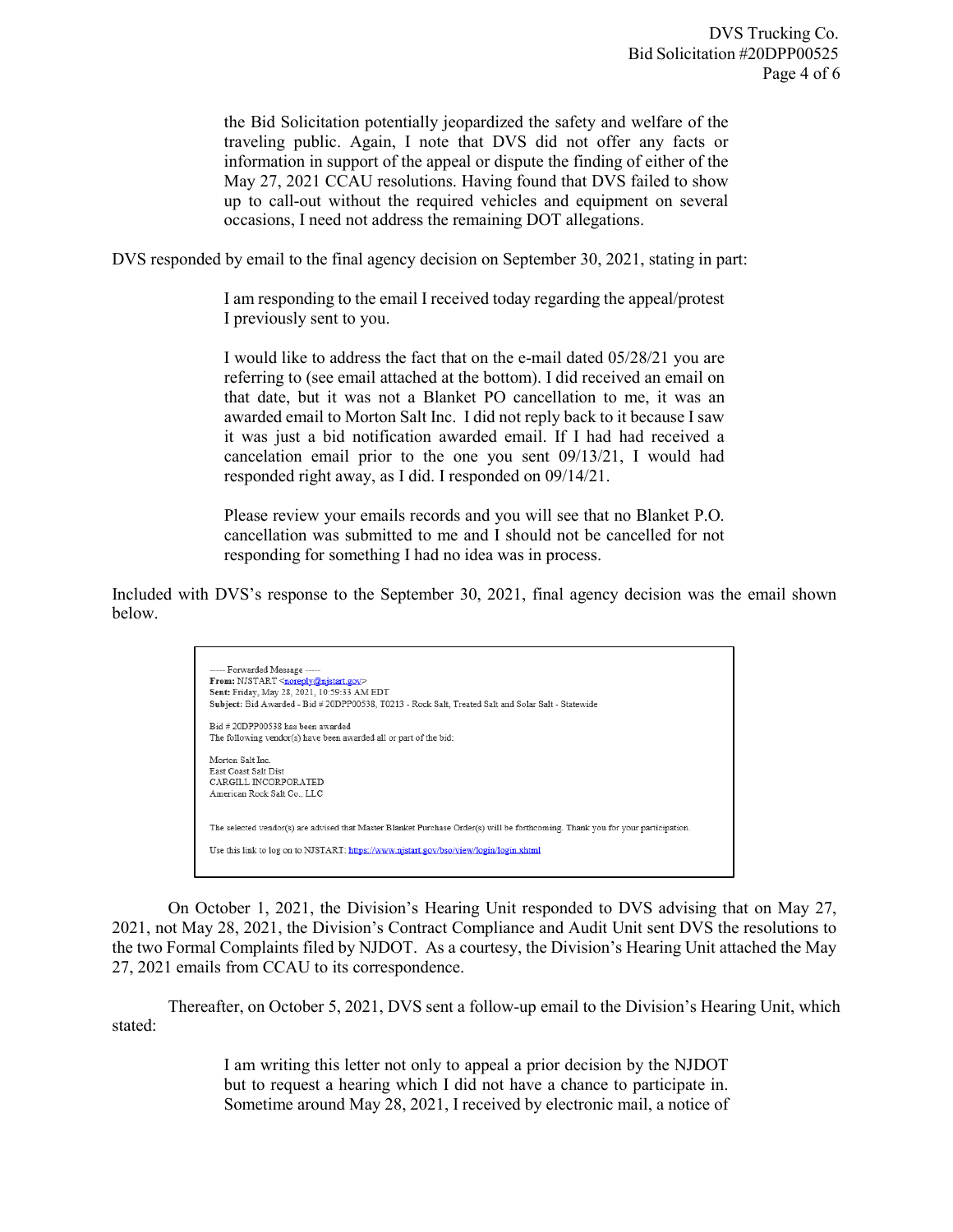> the Bid Solicitation potentially jeopardized the safety and welfare of the traveling public. Again, I note that DVS did not offer any facts or information in support of the appeal or dispute the finding of either of the May 27, 2021 CCAU resolutions. Having found that DVS failed to show up to call-out without the required vehicles and equipment on several occasions, I need not address the remaining DOT allegations.

DVS responded by email to the final agency decision on September 30, 2021, stating in part:

> I am responding to the email I received today regarding the appeal/protest I previously sent to you.
>
> I would like to address the fact that on the e-mail dated 05/28/21 you are referring to (see email attached at the bottom). I did received an email on that date, but it was not a Blanket PO cancellation to me, it was an awarded email to Morton Salt Inc. I did not reply back to it because I saw it was just a bid notification awarded email. If I had had received a cancelation email prior to the one you sent 09/13/21, I would had responded right away, as I did. I responded on 09/14/21.
>
> Please review your emails records and you will see that no Blanket P.O. cancellation was submitted to me and I should not be cancelled for not responding for something I had no idea was in process.

Included with DVS's response to the September 30, 2021, final agency decision was the email shown below.

> ----- Forwarded Message -----
> **From:** NJSTART <noreply@njstart.gov>
> **Sent:** Friday, May 28, 2021, 10:59:33 AM EDT
> **Subject:** Bid Awarded - Bid # 20DPP00538, T0213 - Rock Salt, Treated Salt and Solar Salt - Statewide
>
> Bid # 20DPP00538 has been awarded
> The following vendor(s) have been awarded all or part of the bid:
>
> Morton Salt Inc.
> East Coast Salt Dist
> CARGILL INCORPORATED
> American Rock Salt Co., LLC
>
> The selected vendor(s) are advised that Master Blanket Purchase Order(s) will be forthcoming. Thank you for your participation.
>
> Use this link to log on to NJSTART: https://www.njstart.gov/bso/view/login/login.xhtml

On October 1, 2021, the Division's Hearing Unit responded to DVS advising that on May 27, 2021, not May 28, 2021, the Division's Contract Compliance and Audit Unit sent DVS the resolutions to the two Formal Complaints filed by NJDOT. As a courtesy, the Division's Hearing Unit attached the May 27, 2021 emails from CCAU to its correspondence.

Thereafter, on October 5, 2021, DVS sent a follow-up email to the Division's Hearing Unit, which stated:

> I am writing this letter not only to appeal a prior decision by the NJDOT but to request a hearing which I did not have a chance to participate in. Sometime around May 28, 2021, I received by electronic mail, a notice of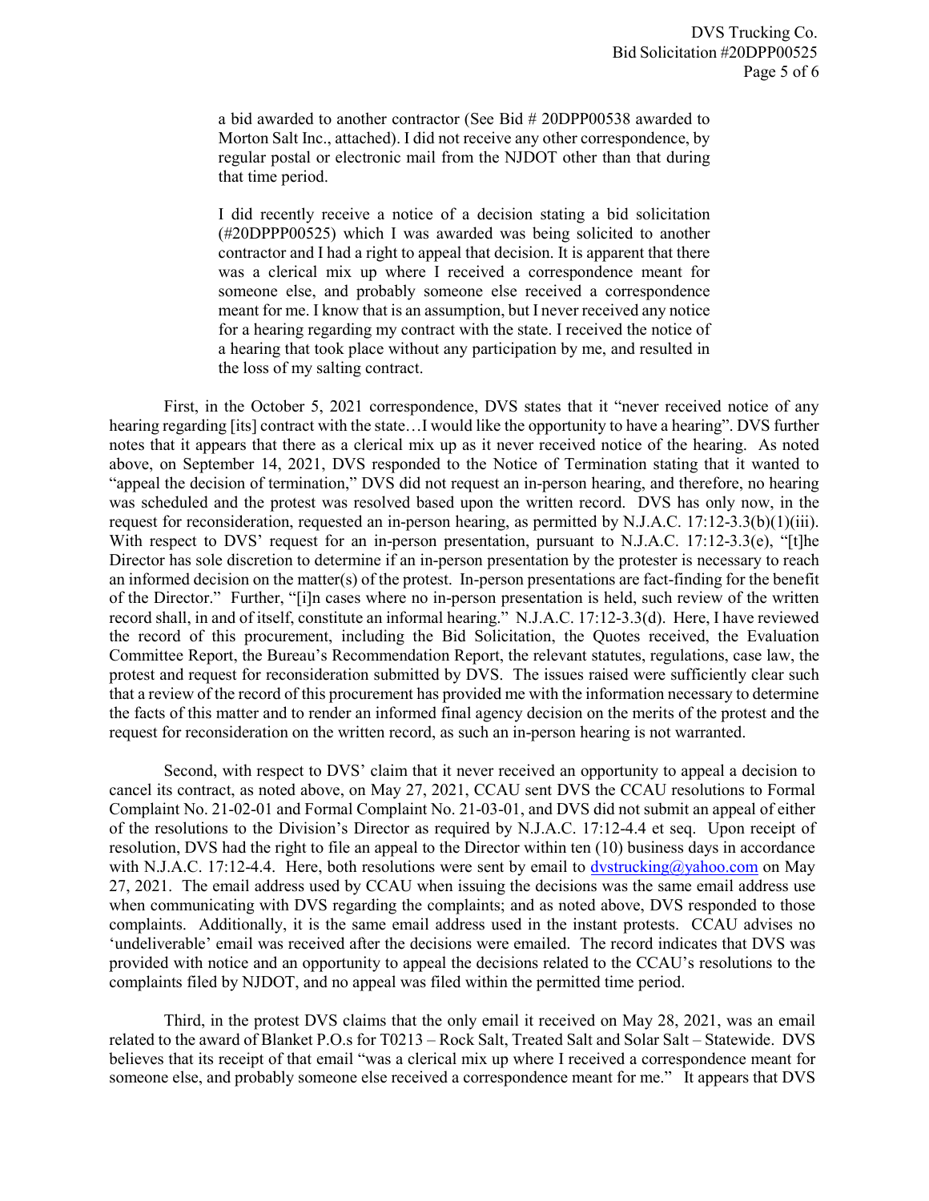> a bid awarded to another contractor (See Bid # 20DPP00538 awarded to Morton Salt Inc., attached). I did not receive any other correspondence, by regular postal or electronic mail from the NJDOT other than that during that time period.
>
> I did recently receive a notice of a decision stating a bid solicitation (#20DPPP00525) which I was awarded was being solicited to another contractor and I had a right to appeal that decision. It is apparent that there was a clerical mix up where I received a correspondence meant for someone else, and probably someone else received a correspondence meant for me. I know that is an assumption, but I never received any notice for a hearing regarding my contract with the state. I received the notice of a hearing that took place without any participation by me, and resulted in the loss of my salting contract.

First, in the October 5, 2021 correspondence, DVS states that it "never received notice of any hearing regarding [its] contract with the state…I would like the opportunity to have a hearing". DVS further notes that it appears that there as a clerical mix up as it never received notice of the hearing. As noted above, on September 14, 2021, DVS responded to the Notice of Termination stating that it wanted to "appeal the decision of termination," DVS did not request an in-person hearing, and therefore, no hearing was scheduled and the protest was resolved based upon the written record. DVS has only now, in the request for reconsideration, requested an in-person hearing, as permitted by N.J.A.C. 17:12-3.3(b)(1)(iii). With respect to DVS' request for an in-person presentation, pursuant to N.J.A.C. 17:12-3.3(e), "[t]he Director has sole discretion to determine if an in-person presentation by the protester is necessary to reach an informed decision on the matter(s) of the protest. In-person presentations are fact-finding for the benefit of the Director." Further, "[i]n cases where no in-person presentation is held, such review of the written record shall, in and of itself, constitute an informal hearing." N.J.A.C. 17:12-3.3(d). Here, I have reviewed the record of this procurement, including the Bid Solicitation, the Quotes received, the Evaluation Committee Report, the Bureau's Recommendation Report, the relevant statutes, regulations, case law, the protest and request for reconsideration submitted by DVS. The issues raised were sufficiently clear such that a review of the record of this procurement has provided me with the information necessary to determine the facts of this matter and to render an informed final agency decision on the merits of the protest and the request for reconsideration on the written record, as such an in-person hearing is not warranted.

Second, with respect to DVS' claim that it never received an opportunity to appeal a decision to cancel its contract, as noted above, on May 27, 2021, CCAU sent DVS the CCAU resolutions to Formal Complaint No. 21-02-01 and Formal Complaint No. 21-03-01, and DVS did not submit an appeal of either of the resolutions to the Division's Director as required by N.J.A.C. 17:12-4.4 et seq. Upon receipt of resolution, DVS had the right to file an appeal to the Director within ten (10) business days in accordance with N.J.A.C. 17:12-4.4. Here, both resolutions were sent by email to dvstrucking@yahoo.com on May 27, 2021. The email address used by CCAU when issuing the decisions was the same email address use when communicating with DVS regarding the complaints; and as noted above, DVS responded to those complaints. Additionally, it is the same email address used in the instant protests. CCAU advises no 'undeliverable' email was received after the decisions were emailed. The record indicates that DVS was provided with notice and an opportunity to appeal the decisions related to the CCAU's resolutions to the complaints filed by NJDOT, and no appeal was filed within the permitted time period.

Third, in the protest DVS claims that the only email it received on May 28, 2021, was an email related to the award of Blanket P.O.s for T0213 – Rock Salt, Treated Salt and Solar Salt – Statewide. DVS believes that its receipt of that email "was a clerical mix up where I received a correspondence meant for someone else, and probably someone else received a correspondence meant for me." It appears that DVS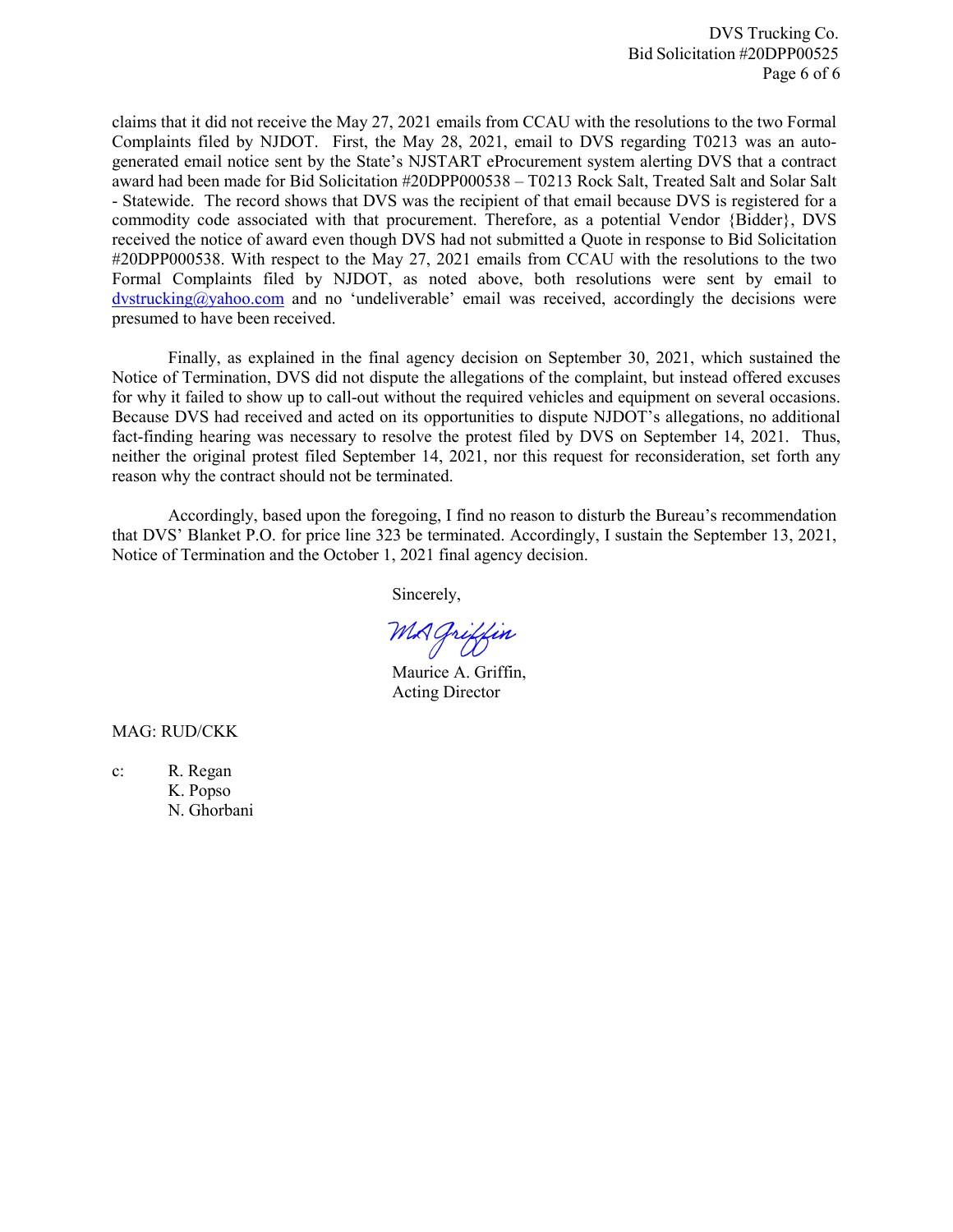claims that it did not receive the May 27, 2021 emails from CCAU with the resolutions to the two Formal Complaints filed by NJDOT. First, the May 28, 2021, email to DVS regarding T0213 was an auto-generated email notice sent by the State's NJSTART eProcurement system alerting DVS that a contract award had been made for Bid Solicitation #20DPP000538 – T0213 Rock Salt, Treated Salt and Solar Salt - Statewide. The record shows that DVS was the recipient of that email because DVS is registered for a commodity code associated with that procurement. Therefore, as a potential Vendor {Bidder}, DVS received the notice of award even though DVS had not submitted a Quote in response to Bid Solicitation #20DPP000538. With respect to the May 27, 2021 emails from CCAU with the resolutions to the two Formal Complaints filed by NJDOT, as noted above, both resolutions were sent by email to dvstrucking@yahoo.com and no 'undeliverable' email was received, accordingly the decisions were presumed to have been received.

Finally, as explained in the final agency decision on September 30, 2021, which sustained the Notice of Termination, DVS did not dispute the allegations of the complaint, but instead offered excuses for why it failed to show up to call-out without the required vehicles and equipment on several occasions. Because DVS had received and acted on its opportunities to dispute NJDOT's allegations, no additional fact-finding hearing was necessary to resolve the protest filed by DVS on September 14, 2021. Thus, neither the original protest filed September 14, 2021, nor this request for reconsideration, set forth any reason why the contract should not be terminated.

Accordingly, based upon the foregoing, I find no reason to disturb the Bureau's recommendation that DVS' Blanket P.O. for price line 323 be terminated. Accordingly, I sustain the September 13, 2021, Notice of Termination and the October 1, 2021 final agency decision.

Sincerely,

MA Griffin

Maurice A. Griffin,
Acting Director

MAG: RUD/CKK

c: R. Regan
K. Popso
N. Ghorbani